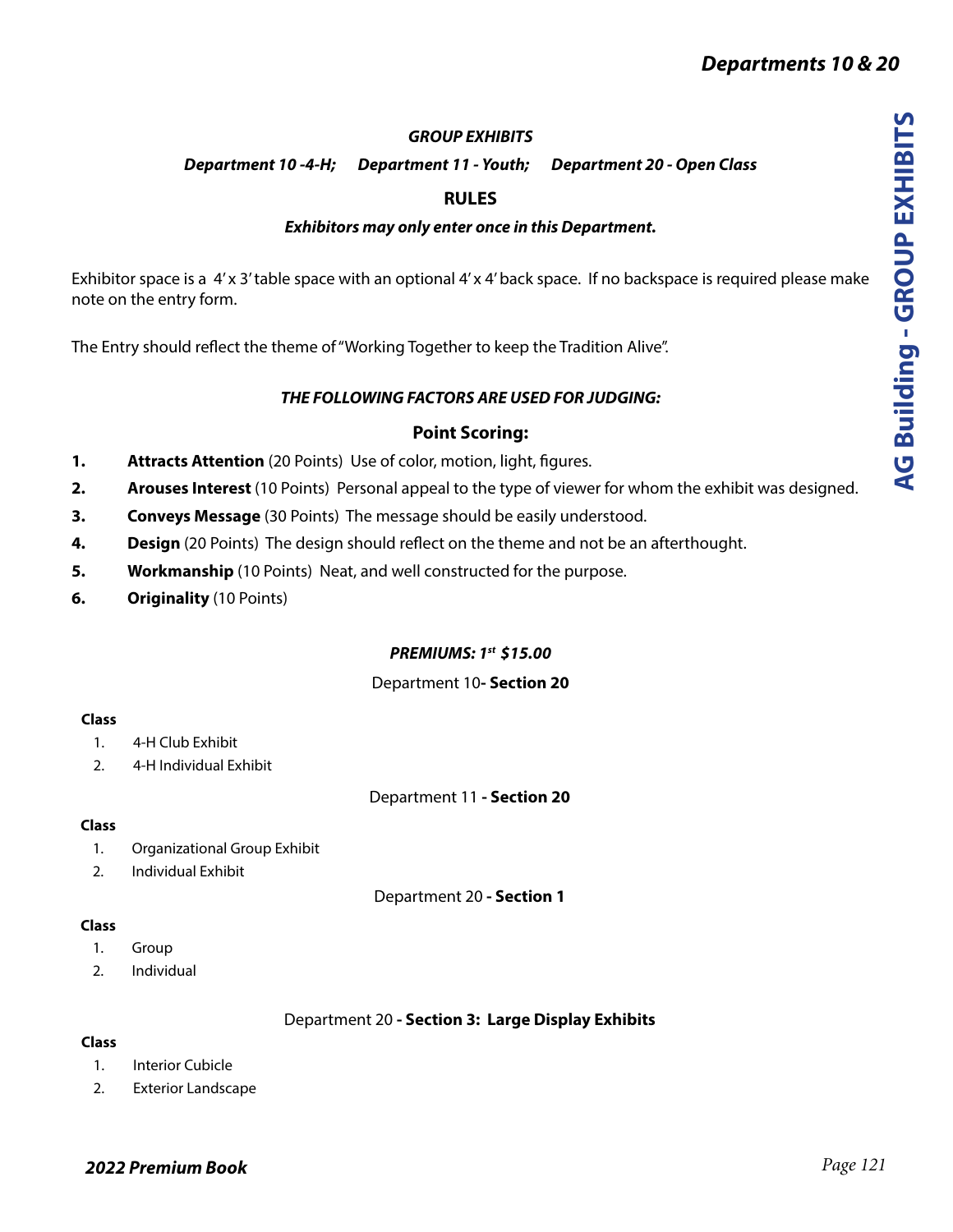## GROUP EXHIBITS

***Department 10 -4-H; Department 11 - Youth; Department 20 - Open Class***

### RULES

***Exhibitors may only enter once in this Department.***

Exhibitor space is a 4' x 3' table space with an optional 4' x 4' back space. If no backspace is required please make note on the entry form.

The Entry should reflect the theme of "Working Together to keep the Tradition Alive".

***THE FOLLOWING FACTORS ARE USED FOR JUDGING:***

**Point Scoring:**

1. **Attracts Attention** (20 Points) Use of color, motion, light, figures.
2. **Arouses Interest** (10 Points) Personal appeal to the type of viewer for whom the exhibit was designed.
3. **Conveys Message** (30 Points) The message should be easily understood.
4. **Design** (20 Points) The design should reflect on the theme and not be an afterthought.
5. **Workmanship** (10 Points) Neat, and well constructed for the purpose.
6. **Originality** (10 Points)

***PREMIUMS: 1st $15.00***

Department 10 **- Section 20**

**Class**

1. 4-H Club Exhibit
2. 4-H Individual Exhibit

Department 11 **- Section 20**

**Class**

1. Organizational Group Exhibit
2. Individual Exhibit

Department 20 **- Section 1**

**Class**

1. Group
2. Individual

Department 20 **- Section 3: Large Display Exhibits**

**Class**

1. Interior Cubicle
2. Exterior Landscape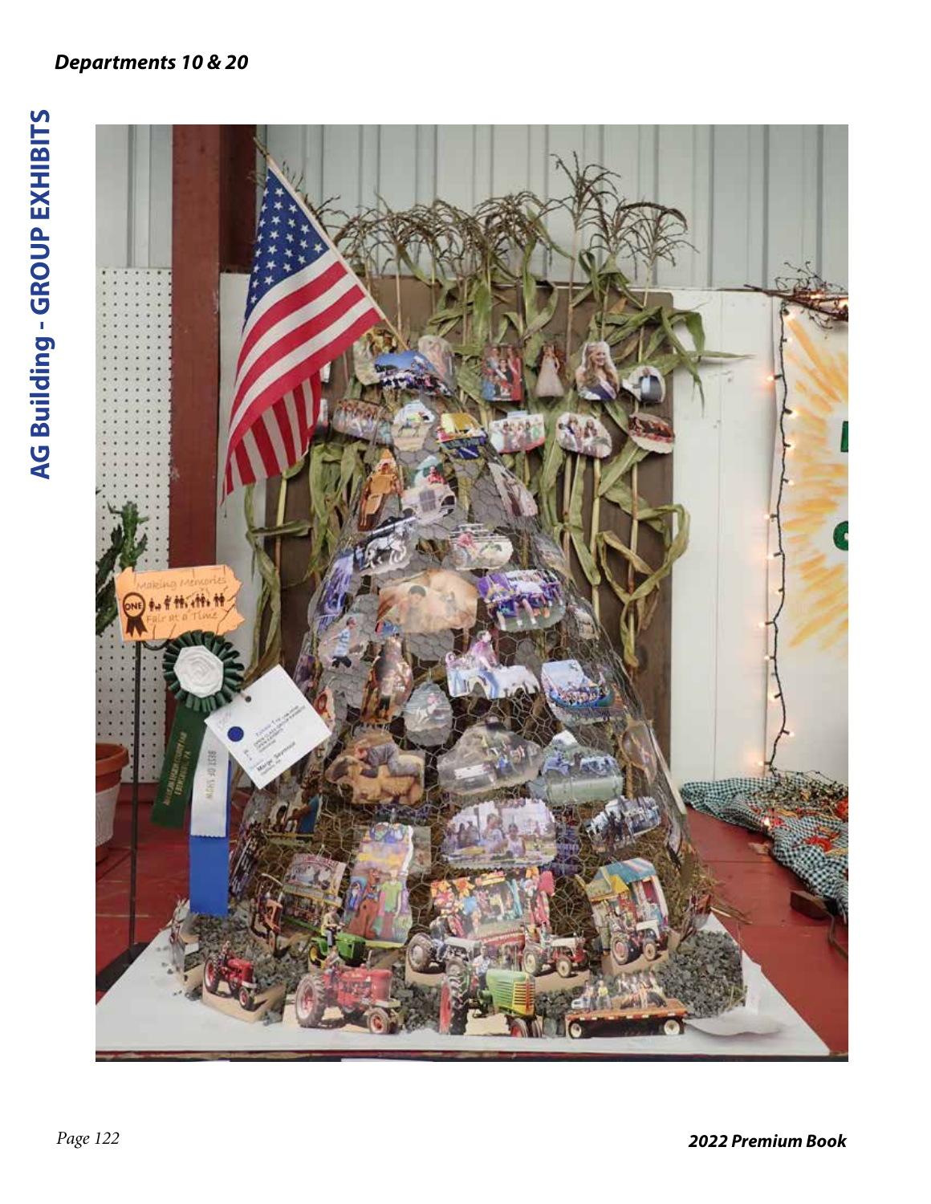*Departments 10 & 20*

**AG Building - GROUP EXHIBITS**